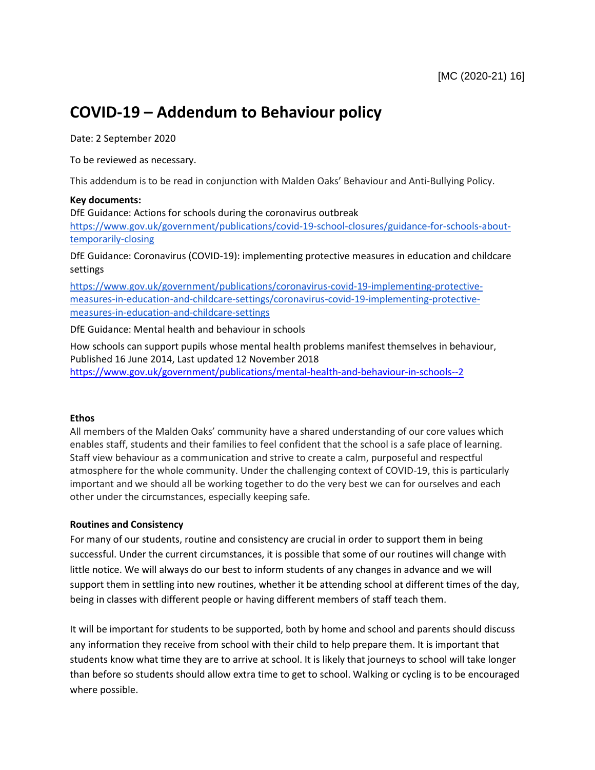[MC (2020-21) 16]

# COVID-19 – Addendum to Behaviour policy

Date: 2 September 2020

To be reviewed as necessary.

This addendum is to be read in conjunction with Malden Oaks' Behaviour and Anti-Bullying Policy.

**Key documents:**

DfE Guidance: Actions for schools during the coronavirus outbreak
https://www.gov.uk/government/publications/covid-19-school-closures/guidance-for-schools-about-temporarily-closing

DfE Guidance: Coronavirus (COVID-19): implementing protective measures in education and childcare settings

https://www.gov.uk/government/publications/coronavirus-covid-19-implementing-protective-measures-in-education-and-childcare-settings/coronavirus-covid-19-implementing-protective-measures-in-education-and-childcare-settings

DfE Guidance: Mental health and behaviour in schools

How schools can support pupils whose mental health problems manifest themselves in behaviour, Published 16 June 2014, Last updated 12 November 2018
https://www.gov.uk/government/publications/mental-health-and-behaviour-in-schools--2

**Ethos**

All members of the Malden Oaks' community have a shared understanding of our core values which enables staff, students and their families to feel confident that the school is a safe place of learning. Staff view behaviour as a communication and strive to create a calm, purposeful and respectful atmosphere for the whole community. Under the challenging context of COVID-19, this is particularly important and we should all be working together to do the very best we can for ourselves and each other under the circumstances, especially keeping safe.

**Routines and Consistency**

For many of our students, routine and consistency are crucial in order to support them in being successful. Under the current circumstances, it is possible that some of our routines will change with little notice. We will always do our best to inform students of any changes in advance and we will support them in settling into new routines, whether it be attending school at different times of the day, being in classes with different people or having different members of staff teach them.

It will be important for students to be supported, both by home and school and parents should discuss any information they receive from school with their child to help prepare them. It is important that students know what time they are to arrive at school. It is likely that journeys to school will take longer than before so students should allow extra time to get to school. Walking or cycling is to be encouraged where possible.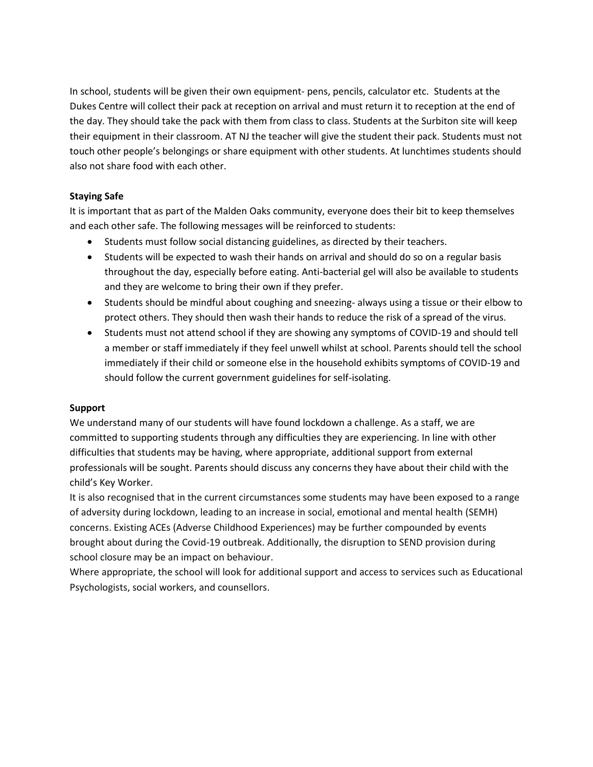In school, students will be given their own equipment- pens, pencils, calculator etc. Students at the Dukes Centre will collect their pack at reception on arrival and must return it to reception at the end of the day. They should take the pack with them from class to class. Students at the Surbiton site will keep their equipment in their classroom. AT NJ the teacher will give the student their pack. Students must not touch other people's belongings or share equipment with other students. At lunchtimes students should also not share food with each other.

**Staying Safe**

It is important that as part of the Malden Oaks community, everyone does their bit to keep themselves and each other safe. The following messages will be reinforced to students:

- Students must follow social distancing guidelines, as directed by their teachers.
- Students will be expected to wash their hands on arrival and should do so on a regular basis throughout the day, especially before eating. Anti-bacterial gel will also be available to students and they are welcome to bring their own if they prefer.
- Students should be mindful about coughing and sneezing- always using a tissue or their elbow to protect others. They should then wash their hands to reduce the risk of a spread of the virus.
- Students must not attend school if they are showing any symptoms of COVID-19 and should tell a member or staff immediately if they feel unwell whilst at school. Parents should tell the school immediately if their child or someone else in the household exhibits symptoms of COVID-19 and should follow the current government guidelines for self-isolating.

**Support**

We understand many of our students will have found lockdown a challenge. As a staff, we are committed to supporting students through any difficulties they are experiencing. In line with other difficulties that students may be having, where appropriate, additional support from external professionals will be sought. Parents should discuss any concerns they have about their child with the child's Key Worker.

It is also recognised that in the current circumstances some students may have been exposed to a range of adversity during lockdown, leading to an increase in social, emotional and mental health (SEMH) concerns. Existing ACEs (Adverse Childhood Experiences) may be further compounded by events brought about during the Covid-19 outbreak. Additionally, the disruption to SEND provision during school closure may be an impact on behaviour.

Where appropriate, the school will look for additional support and access to services such as Educational Psychologists, social workers, and counsellors.